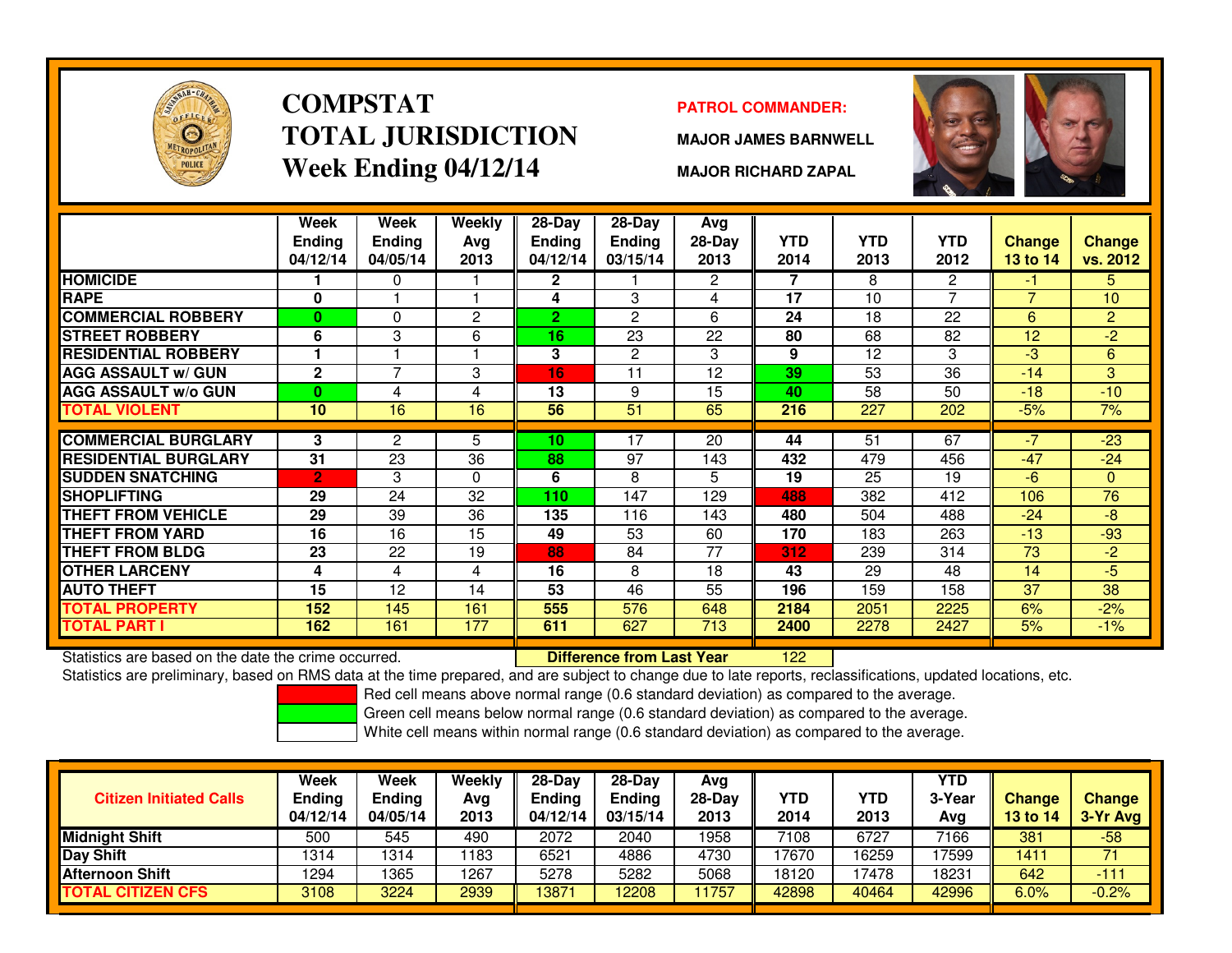# COMPSTAT
# TOTAL JURISDICTION
## Week Ending 04/12/14

**PATROL COMMANDER:**

**MAJOR JAMES BARNWELL**

**MAJOR RICHARD ZAPAL**

| | Week Ending 04/12/14 | Week Ending 04/05/14 | Weekly Avg 2013 | 28-Day Ending 04/12/14 | 28-Day Ending 03/15/14 | Avg 28-Day 2013 | YTD 2014 | YTD 2013 | YTD 2012 | Change 13 to 14 | Change vs. 2012 |
|---|---|---|---|---|---|---|---|---|---|---|---|
| HOMICIDE | 1 | 0 | 1 | 2 | 1 | 2 | 7 | 8 | 2 | -1 | 5 |
| RAPE | 0 | 1 | 1 | 4 | 3 | 4 | 17 | 10 | 7 | 7 | 10 |
| COMMERCIAL ROBBERY | 0 | 0 | 2 | 2 | 2 | 6 | 24 | 18 | 22 | 6 | 2 |
| STREET ROBBERY | 6 | 3 | 6 | 16 | 23 | 22 | 80 | 68 | 82 | 12 | -2 |
| RESIDENTIAL ROBBERY | 1 | 1 | 1 | 3 | 2 | 3 | 9 | 12 | 3 | -3 | 6 |
| AGG ASSAULT w/ GUN | 2 | 7 | 3 | 16 | 11 | 12 | 39 | 53 | 36 | -14 | 3 |
| AGG ASSAULT w/o GUN | 0 | 4 | 4 | 13 | 9 | 15 | 40 | 58 | 50 | -18 | -10 |
| TOTAL VIOLENT | 10 | 16 | 16 | 56 | 51 | 65 | 216 | 227 | 202 | -5% | 7% |
| COMMERCIAL BURGLARY | 3 | 2 | 5 | 10 | 17 | 20 | 44 | 51 | 67 | -7 | -23 |
| RESIDENTIAL BURGLARY | 31 | 23 | 36 | 88 | 97 | 143 | 432 | 479 | 456 | -47 | -24 |
| SUDDEN SNATCHING | 2 | 3 | 0 | 6 | 8 | 5 | 19 | 25 | 19 | -6 | 0 |
| SHOPLIFTING | 29 | 24 | 32 | 110 | 147 | 129 | 488 | 382 | 412 | 106 | 76 |
| THEFT FROM VEHICLE | 29 | 39 | 36 | 135 | 116 | 143 | 480 | 504 | 488 | -24 | -8 |
| THEFT FROM YARD | 16 | 16 | 15 | 49 | 53 | 60 | 170 | 183 | 263 | -13 | -93 |
| THEFT FROM BLDG | 23 | 22 | 19 | 88 | 84 | 77 | 312 | 239 | 314 | 73 | -2 |
| OTHER LARCENY | 4 | 4 | 4 | 16 | 8 | 18 | 43 | 29 | 48 | 14 | -5 |
| AUTO THEFT | 15 | 12 | 14 | 53 | 46 | 55 | 196 | 159 | 158 | 37 | 38 |
| TOTAL PROPERTY | 152 | 145 | 161 | 555 | 576 | 648 | 2184 | 2051 | 2225 | 6% | -2% |
| TOTAL PART I | 162 | 161 | 177 | 611 | 627 | 713 | 2400 | 2278 | 2427 | 5% | -1% |

Statistics are based on the date the crime occurred. **Difference from Last Year** 122

Statistics are preliminary, based on RMS data at the time prepared, and are subject to change due to late reports, reclassifications, updated locations, etc.

Red cell means above normal range (0.6 standard deviation) as compared to the average.

Green cell means below normal range (0.6 standard deviation) as compared to the average.

White cell means within normal range (0.6 standard deviation) as compared to the average.

| Citizen Initiated Calls | Week Ending 04/12/14 | Week Ending 04/05/14 | Weekly Avg 2013 | 28-Day Ending 04/12/14 | 28-Day Ending 03/15/14 | Avg 28-Day 2013 | YTD 2014 | YTD 2013 | YTD 3-Year Avg | Change 13 to 14 | Change 3-Yr Avg |
|---|---|---|---|---|---|---|---|---|---|---|---|
| Midnight Shift | 500 | 545 | 490 | 2072 | 2040 | 1958 | 7108 | 6727 | 7166 | 381 | -58 |
| Day Shift | 1314 | 1314 | 1183 | 6521 | 4886 | 4730 | 17670 | 16259 | 17599 | 1411 | 71 |
| Afternoon Shift | 1294 | 1365 | 1267 | 5278 | 5282 | 5068 | 18120 | 17478 | 18231 | 642 | -111 |
| TOTAL CITIZEN CFS | 3108 | 3224 | 2939 | 13871 | 12208 | 11757 | 42898 | 40464 | 42996 | 6.0% | -0.2% |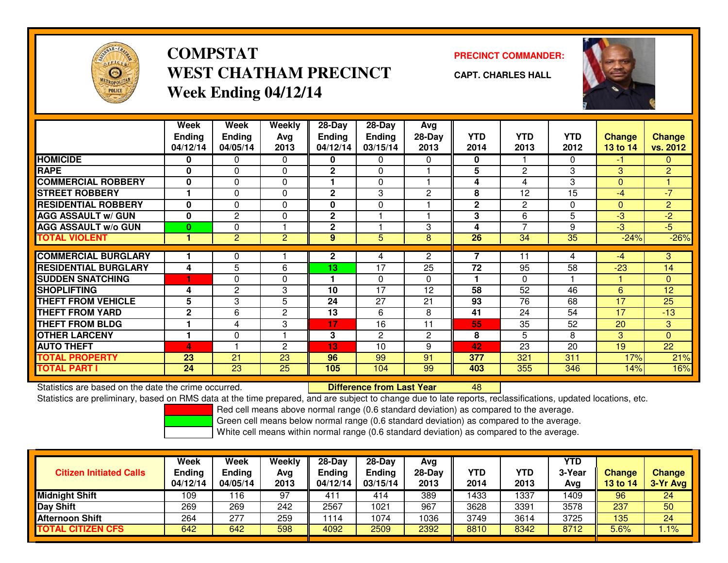# COMPSTAT
# WEST CHATHAM PRECINCT
## Week Ending 04/12/14

**PRECINCT COMMANDER:**

**CAPT. CHARLES HALL**

| | Week Ending 04/12/14 | Week Ending 04/05/14 | Weekly Avg 2013 | 28-Day Ending 04/12/14 | 28-Day Ending 03/15/14 | Avg 28-Day 2013 | YTD 2014 | YTD 2013 | YTD 2012 | Change 13 to 14 | Change vs. 2012 |
|---|---|---|---|---|---|---|---|---|---|---|---|
| HOMICIDE | 0 | 0 | 0 | 0 | 0 | 0 | 0 | 1 | 0 | -1 | 0 |
| RAPE | 0 | 0 | 0 | 2 | 0 | 1 | 5 | 2 | 3 | 3 | 2 |
| COMMERCIAL ROBBERY | 0 | 0 | 0 | 1 | 0 | 1 | 4 | 4 | 3 | 0 | 1 |
| STREET ROBBERY | 1 | 0 | 0 | 2 | 3 | 2 | 8 | 12 | 15 | -4 | -7 |
| RESIDENTIAL ROBBERY | 0 | 0 | 0 | 0 | 0 | 1 | 2 | 2 | 0 | 0 | 2 |
| AGG ASSAULT w/ GUN | 0 | 2 | 0 | 2 | 1 | 1 | 3 | 6 | 5 | -3 | -2 |
| AGG ASSAULT w/o GUN | 0 | 0 | 1 | 2 | 1 | 3 | 4 | 7 | 9 | -3 | -5 |
| TOTAL VIOLENT | 1 | 2 | 2 | 9 | 5 | 8 | 26 | 34 | 35 | -24% | -26% |
| COMMERCIAL BURGLARY | 1 | 0 | 1 | 2 | 4 | 2 | 7 | 11 | 4 | -4 | 3 |
| RESIDENTIAL BURGLARY | 4 | 5 | 6 | 13 | 17 | 25 | 72 | 95 | 58 | -23 | 14 |
| SUDDEN SNATCHING | 1 | 0 | 0 | 1 | 0 | 0 | 1 | 0 | 1 | 1 | 0 |
| SHOPLIFTING | 4 | 2 | 3 | 10 | 17 | 12 | 58 | 52 | 46 | 6 | 12 |
| THEFT FROM VEHICLE | 5 | 3 | 5 | 24 | 27 | 21 | 93 | 76 | 68 | 17 | 25 |
| THEFT FROM YARD | 2 | 6 | 2 | 13 | 6 | 8 | 41 | 24 | 54 | 17 | -13 |
| THEFT FROM BLDG | 1 | 4 | 3 | 17 | 16 | 11 | 55 | 35 | 52 | 20 | 3 |
| OTHER LARCENY | 1 | 0 | 1 | 3 | 2 | 2 | 8 | 5 | 8 | 3 | 0 |
| AUTO THEFT | 4 | 1 | 2 | 13 | 10 | 9 | 42 | 23 | 20 | 19 | 22 |
| TOTAL PROPERTY | 23 | 21 | 23 | 96 | 99 | 91 | 377 | 321 | 311 | 17% | 21% |
| TOTAL PART I | 24 | 23 | 25 | 105 | 104 | 99 | 403 | 355 | 346 | 14% | 16% |

Statistics are based on the date the crime occurred. **Difference from Last Year** 48

Statistics are preliminary, based on RMS data at the time prepared, and are subject to change due to late reports, reclassifications, updated locations, etc.

Red cell means above normal range (0.6 standard deviation) as compared to the average.

Green cell means below normal range (0.6 standard deviation) as compared to the average.

White cell means within normal range (0.6 standard deviation) as compared to the average.

| Citizen Initiated Calls | Week Ending 04/12/14 | Week Ending 04/05/14 | Weekly Avg 2013 | 28-Day Ending 04/12/14 | 28-Day Ending 03/15/14 | Avg 28-Day 2013 | YTD 2014 | YTD 2013 | YTD 3-Year Avg | Change 13 to 14 | Change 3-Yr Avg |
|---|---|---|---|---|---|---|---|---|---|---|---|
| Midnight Shift | 109 | 116 | 97 | 411 | 414 | 389 | 1433 | 1337 | 1409 | 96 | 24 |
| Day Shift | 269 | 269 | 242 | 2567 | 1021 | 967 | 3628 | 3391 | 3578 | 237 | 50 |
| Afternoon Shift | 264 | 277 | 259 | 1114 | 1074 | 1036 | 3749 | 3614 | 3725 | 135 | 24 |
| TOTAL CITIZEN CFS | 642 | 642 | 598 | 4092 | 2509 | 2392 | 8810 | 8342 | 8712 | 5.6% | 1.1% |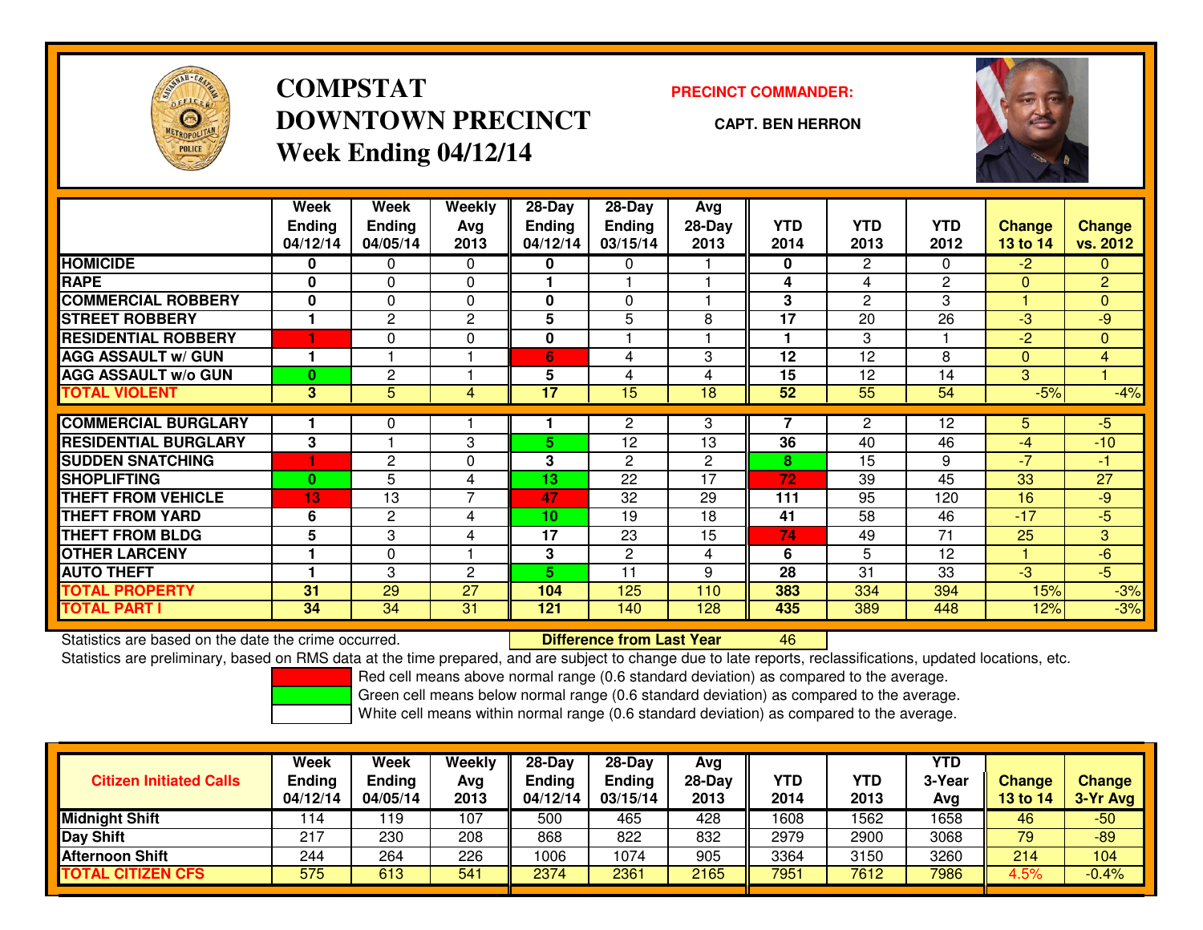# COMPSTAT
# DOWNTOWN PRECINCT
## Week Ending 04/12/14

**PRECINCT COMMANDER:**

**CAPT. BEN HERRON**

| | Week Ending 04/12/14 | Week Ending 04/05/14 | Weekly Avg 2013 | 28-Day Ending 04/12/14 | 28-Day Ending 03/15/14 | Avg 28-Day 2013 | YTD 2014 | YTD 2013 | YTD 2012 | Change 13 to 14 | Change vs. 2012 |
|---|---|---|---|---|---|---|---|---|---|---|---|
| HOMICIDE | 0 | 0 | 0 | 0 | 0 | 1 | 0 | 2 | 0 | -2 | 0 |
| RAPE | 0 | 0 | 0 | 1 | 1 | 1 | 4 | 4 | 2 | 0 | 2 |
| COMMERCIAL ROBBERY | 0 | 0 | 0 | 0 | 0 | 1 | 3 | 2 | 3 | 1 | 0 |
| STREET ROBBERY | 1 | 2 | 2 | 5 | 5 | 8 | 17 | 20 | 26 | -3 | -9 |
| RESIDENTIAL ROBBERY | 1 | 0 | 0 | 0 | 1 | 1 | 1 | 3 | 1 | -2 | 0 |
| AGG ASSAULT w/ GUN | 1 | 1 | 1 | 6 | 4 | 3 | 12 | 12 | 8 | 0 | 4 |
| AGG ASSAULT w/o GUN | 0 | 2 | 1 | 5 | 4 | 4 | 15 | 12 | 14 | 3 | 1 |
| TOTAL VIOLENT | 3 | 5 | 4 | 17 | 15 | 18 | 52 | 55 | 54 | -5% | -4% |
| COMMERCIAL BURGLARY | 1 | 0 | 1 | 1 | 2 | 3 | 7 | 2 | 12 | 5 | -5 |
| RESIDENTIAL BURGLARY | 3 | 1 | 3 | 5 | 12 | 13 | 36 | 40 | 46 | -4 | -10 |
| SUDDEN SNATCHING | 1 | 2 | 0 | 3 | 2 | 2 | 8 | 15 | 9 | -7 | -1 |
| SHOPLIFTING | 0 | 5 | 4 | 13 | 22 | 17 | 72 | 39 | 45 | 33 | 27 |
| THEFT FROM VEHICLE | 13 | 13 | 7 | 47 | 32 | 29 | 111 | 95 | 120 | 16 | -9 |
| THEFT FROM YARD | 6 | 2 | 4 | 10 | 19 | 18 | 41 | 58 | 46 | -17 | -5 |
| THEFT FROM BLDG | 5 | 3 | 4 | 17 | 23 | 15 | 74 | 49 | 71 | 25 | 3 |
| OTHER LARCENY | 1 | 0 | 1 | 3 | 2 | 4 | 6 | 5 | 12 | 1 | -6 |
| AUTO THEFT | 1 | 3 | 2 | 5 | 11 | 9 | 28 | 31 | 33 | -3 | -5 |
| TOTAL PROPERTY | 31 | 29 | 27 | 104 | 125 | 110 | 383 | 334 | 394 | 15% | -3% |
| TOTAL PART I | 34 | 34 | 31 | 121 | 140 | 128 | 435 | 389 | 448 | 12% | -3% |

Statistics are based on the date the crime occurred. **Difference from Last Year** 46

Statistics are preliminary, based on RMS data at the time prepared, and are subject to change due to late reports, reclassifications, updated locations, etc.

Red cell means above normal range (0.6 standard deviation) as compared to the average.
Green cell means below normal range (0.6 standard deviation) as compared to the average.
White cell means within normal range (0.6 standard deviation) as compared to the average.

| Citizen Initiated Calls | Week Ending 04/12/14 | Week Ending 04/05/14 | Weekly Avg 2013 | 28-Day Ending 04/12/14 | 28-Day Ending 03/15/14 | Avg 28-Day 2013 | YTD 2014 | YTD 2013 | YTD 3-Year Avg | Change 13 to 14 | Change 3-Yr Avg |
|---|---|---|---|---|---|---|---|---|---|---|---|
| Midnight Shift | 114 | 119 | 107 | 500 | 465 | 428 | 1608 | 1562 | 1658 | 46 | -50 |
| Day Shift | 217 | 230 | 208 | 868 | 822 | 832 | 2979 | 2900 | 3068 | 79 | -89 |
| Afternoon Shift | 244 | 264 | 226 | 1006 | 1074 | 905 | 3364 | 3150 | 3260 | 214 | 104 |
| TOTAL CITIZEN CFS | 575 | 613 | 541 | 2374 | 2361 | 2165 | 7951 | 7612 | 7986 | 4.5% | -0.4% |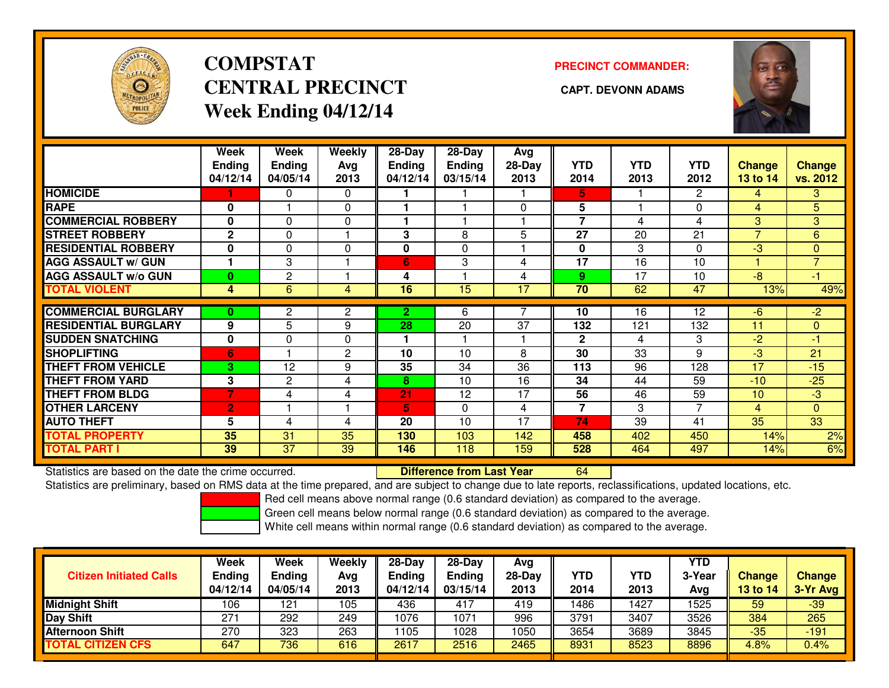# COMPSTAT CENTRAL PRECINCT
## Week Ending 04/12/14

**PRECINCT COMMANDER:**

**CAPT. DEVONN ADAMS**

| | Week Ending 04/12/14 | Week Ending 04/05/14 | Weekly Avg 2013 | 28-Day Ending 04/12/14 | 28-Day Ending 03/15/14 | Avg 28-Day 2013 | YTD 2014 | YTD 2013 | YTD 2012 | Change 13 to 14 | Change vs. 2012 |
|---|---|---|---|---|---|---|---|---|---|---|---|
| HOMICIDE | 1 | 0 | 0 | 1 | 1 | 1 | 5 | 1 | 2 | 4 | 3 |
| RAPE | 0 | 1 | 0 | 1 | 1 | 0 | 5 | 1 | 0 | 4 | 5 |
| COMMERCIAL ROBBERY | 0 | 0 | 0 | 1 | 1 | 1 | 7 | 4 | 4 | 3 | 3 |
| STREET ROBBERY | 2 | 0 | 1 | 3 | 8 | 5 | 27 | 20 | 21 | 7 | 6 |
| RESIDENTIAL ROBBERY | 0 | 0 | 0 | 0 | 0 | 1 | 0 | 3 | 0 | -3 | 0 |
| AGG ASSAULT w/ GUN | 1 | 3 | 1 | 6 | 3 | 4 | 17 | 16 | 10 | 1 | 7 |
| AGG ASSAULT w/o GUN | 0 | 2 | 1 | 4 | 1 | 4 | 9 | 17 | 10 | -8 | -1 |
| TOTAL VIOLENT | 4 | 6 | 4 | 16 | 15 | 17 | 70 | 62 | 47 | 13% | 49% |
| COMMERCIAL BURGLARY | 0 | 2 | 2 | 2 | 6 | 7 | 10 | 16 | 12 | -6 | -2 |
| RESIDENTIAL BURGLARY | 9 | 5 | 9 | 28 | 20 | 37 | 132 | 121 | 132 | 11 | 0 |
| SUDDEN SNATCHING | 0 | 0 | 0 | 1 | 1 | 1 | 2 | 4 | 3 | -2 | -1 |
| SHOPLIFTING | 6 | 1 | 2 | 10 | 10 | 8 | 30 | 33 | 9 | -3 | 21 |
| THEFT FROM VEHICLE | 3 | 12 | 9 | 35 | 34 | 36 | 113 | 96 | 128 | 17 | -15 |
| THEFT FROM YARD | 3 | 2 | 4 | 8 | 10 | 16 | 34 | 44 | 59 | -10 | -25 |
| THEFT FROM BLDG | 7 | 4 | 4 | 21 | 12 | 17 | 56 | 46 | 59 | 10 | -3 |
| OTHER LARCENY | 2 | 1 | 1 | 5 | 0 | 4 | 7 | 3 | 7 | 4 | 0 |
| AUTO THEFT | 5 | 4 | 4 | 20 | 10 | 17 | 74 | 39 | 41 | 35 | 33 |
| TOTAL PROPERTY | 35 | 31 | 35 | 130 | 103 | 142 | 458 | 402 | 450 | 14% | 2% |
| TOTAL PART I | 39 | 37 | 39 | 146 | 118 | 159 | 528 | 464 | 497 | 14% | 6% |

Statistics are based on the date the crime occurred. **Difference from Last Year** 64

Statistics are preliminary, based on RMS data at the time prepared, and are subject to change due to late reports, reclassifications, updated locations, etc.

Red cell means above normal range (0.6 standard deviation) as compared to the average.

Green cell means below normal range (0.6 standard deviation) as compared to the average.

White cell means within normal range (0.6 standard deviation) as compared to the average.

| Citizen Initiated Calls | Week Ending 04/12/14 | Week Ending 04/05/14 | Weekly Avg 2013 | 28-Day Ending 04/12/14 | 28-Day Ending 03/15/14 | Avg 28-Day 2013 | YTD 2014 | YTD 2013 | YTD 3-Year Avg | Change 13 to 14 | Change 3-Yr Avg |
|---|---|---|---|---|---|---|---|---|---|---|---|
| Midnight Shift | 106 | 121 | 105 | 436 | 417 | 419 | 1486 | 1427 | 1525 | 59 | -39 |
| Day Shift | 271 | 292 | 249 | 1076 | 1071 | 996 | 3791 | 3407 | 3526 | 384 | 265 |
| Afternoon Shift | 270 | 323 | 263 | 1105 | 1028 | 1050 | 3654 | 3689 | 3845 | -35 | -191 |
| TOTAL CITIZEN CFS | 647 | 736 | 616 | 2617 | 2516 | 2465 | 8931 | 8523 | 8896 | 4.8% | 0.4% |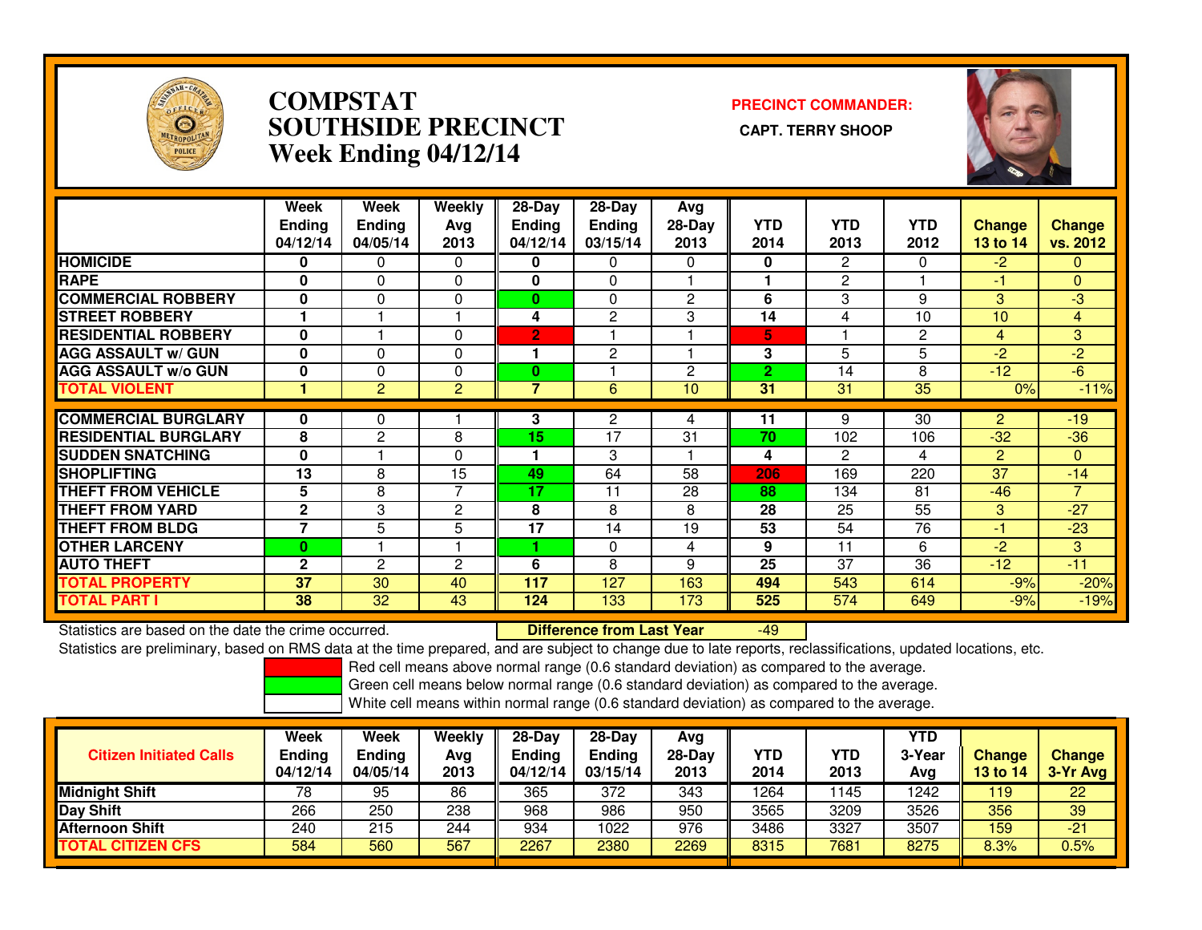# COMPSTAT
# SOUTHSIDE PRECINCT
# Week Ending 04/12/14

**PRECINCT COMMANDER:**

**CAPT. TERRY SHOOP**

| | Week Ending 04/12/14 | Week Ending 04/05/14 | Weekly Avg 2013 | 28-Day Ending 04/12/14 | 28-Day Ending 03/15/14 | Avg 28-Day 2013 | YTD 2014 | YTD 2013 | YTD 2012 | Change 13 to 14 | Change vs. 2012 |
|---|---|---|---|---|---|---|---|---|---|---|---|
| HOMICIDE | 0 | 0 | 0 | 0 | 0 | 0 | 0 | 2 | 0 | -2 | 0 |
| RAPE | 0 | 0 | 0 | 0 | 0 | 1 | 1 | 2 | 1 | -1 | 0 |
| COMMERCIAL ROBBERY | 0 | 0 | 0 | 0 | 0 | 2 | 6 | 3 | 9 | 3 | -3 |
| STREET ROBBERY | 1 | 1 | 1 | 4 | 2 | 3 | 14 | 4 | 10 | 10 | 4 |
| RESIDENTIAL ROBBERY | 0 | 1 | 0 | 2 | 1 | 1 | 5 | 1 | 2 | 4 | 3 |
| AGG ASSAULT w/ GUN | 0 | 0 | 0 | 1 | 2 | 1 | 3 | 5 | 5 | -2 | -2 |
| AGG ASSAULT w/o GUN | 0 | 0 | 0 | 0 | 1 | 2 | 2 | 14 | 8 | -12 | -6 |
| TOTAL VIOLENT | 1 | 2 | 2 | 7 | 6 | 10 | 31 | 31 | 35 | 0% | -11% |
| COMMERCIAL BURGLARY | 0 | 0 | 1 | 3 | 2 | 4 | 11 | 9 | 30 | 2 | -19 |
| RESIDENTIAL BURGLARY | 8 | 2 | 8 | 15 | 17 | 31 | 70 | 102 | 106 | -32 | -36 |
| SUDDEN SNATCHING | 0 | 1 | 0 | 1 | 3 | 1 | 4 | 2 | 4 | 2 | 0 |
| SHOPLIFTING | 13 | 8 | 15 | 49 | 64 | 58 | 206 | 169 | 220 | 37 | -14 |
| THEFT FROM VEHICLE | 5 | 8 | 7 | 17 | 11 | 28 | 88 | 134 | 81 | -46 | 7 |
| THEFT FROM YARD | 2 | 3 | 2 | 8 | 8 | 8 | 28 | 25 | 55 | 3 | -27 |
| THEFT FROM BLDG | 7 | 5 | 5 | 17 | 14 | 19 | 53 | 54 | 76 | -1 | -23 |
| OTHER LARCENY | 0 | 1 | 1 | 1 | 0 | 4 | 9 | 11 | 6 | -2 | 3 |
| AUTO THEFT | 2 | 2 | 2 | 6 | 8 | 9 | 25 | 37 | 36 | -12 | -11 |
| TOTAL PROPERTY | 37 | 30 | 40 | 117 | 127 | 163 | 494 | 543 | 614 | -9% | -20% |
| TOTAL PART I | 38 | 32 | 43 | 124 | 133 | 173 | 525 | 574 | 649 | -9% | -19% |

Statistics are based on the date the crime occurred. **Difference from Last Year** -49

Statistics are preliminary, based on RMS data at the time prepared, and are subject to change due to late reports, reclassifications, updated locations, etc.

Red cell means above normal range (0.6 standard deviation) as compared to the average.
Green cell means below normal range (0.6 standard deviation) as compared to the average.
White cell means within normal range (0.6 standard deviation) as compared to the average.

| Citizen Initiated Calls | Week Ending 04/12/14 | Week Ending 04/05/14 | Weekly Avg 2013 | 28-Day Ending 04/12/14 | 28-Day Ending 03/15/14 | Avg 28-Day 2013 | YTD 2014 | YTD 2013 | YTD 3-Year Avg | Change 13 to 14 | Change 3-Yr Avg |
|---|---|---|---|---|---|---|---|---|---|---|---|
| Midnight Shift | 78 | 95 | 86 | 365 | 372 | 343 | 1264 | 1145 | 1242 | 119 | 22 |
| Day Shift | 266 | 250 | 238 | 968 | 986 | 950 | 3565 | 3209 | 3526 | 356 | 39 |
| Afternoon Shift | 240 | 215 | 244 | 934 | 1022 | 976 | 3486 | 3327 | 3507 | 159 | -21 |
| TOTAL CITIZEN CFS | 584 | 560 | 567 | 2267 | 2380 | 2269 | 8315 | 7681 | 8275 | 8.3% | 0.5% |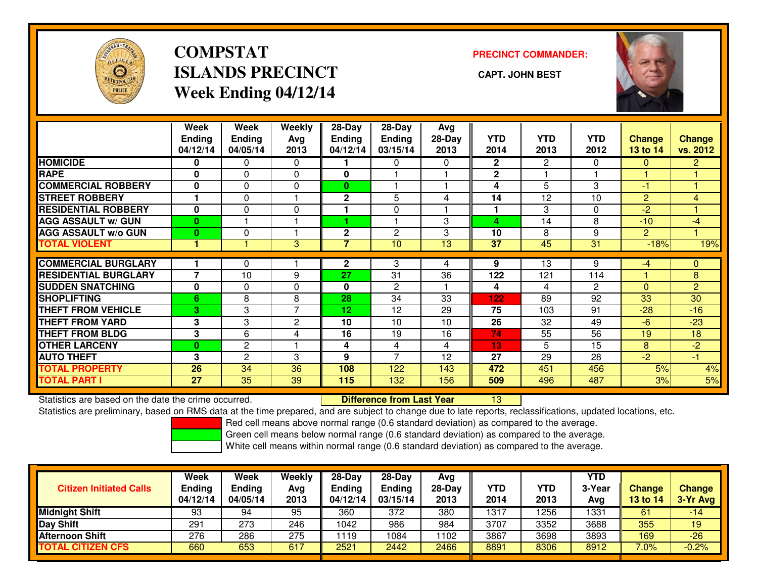# COMPSTAT
# ISLANDS PRECINCT
# Week Ending 04/12/14

**PRECINCT COMMANDER:**

**CAPT. JOHN BEST**

| | Week Ending 04/12/14 | Week Ending 04/05/14 | Weekly Avg 2013 | 28-Day Ending 04/12/14 | 28-Day Ending 03/15/14 | Avg 28-Day 2013 | YTD 2014 | YTD 2013 | YTD 2012 | Change 13 to 14 | Change vs. 2012 |
|---|---|---|---|---|---|---|---|---|---|---|---|
| HOMICIDE | 0 | 0 | 0 | 1 | 0 | 0 | 2 | 2 | 0 | 0 | 2 |
| RAPE | 0 | 0 | 0 | 0 | 1 | 1 | 2 | 1 | 1 | 1 | 1 |
| COMMERCIAL ROBBERY | 0 | 0 | 0 | 0 | 1 | 1 | 4 | 5 | 3 | -1 | 1 |
| STREET ROBBERY | 1 | 0 | 1 | 2 | 5 | 4 | 14 | 12 | 10 | 2 | 4 |
| RESIDENTIAL ROBBERY | 0 | 0 | 0 | 1 | 0 | 1 | 1 | 3 | 0 | -2 | 1 |
| AGG ASSAULT w/ GUN | 0 | 1 | 1 | 1 | 1 | 3 | 4 | 14 | 8 | -10 | -4 |
| AGG ASSAULT w/o GUN | 0 | 0 | 1 | 2 | 2 | 3 | 10 | 8 | 9 | 2 | 1 |
| TOTAL VIOLENT | 1 | 1 | 3 | 7 | 10 | 13 | 37 | 45 | 31 | -18% | 19% |
| COMMERCIAL BURGLARY | 1 | 0 | 1 | 2 | 3 | 4 | 9 | 13 | 9 | -4 | 0 |
| RESIDENTIAL BURGLARY | 7 | 10 | 9 | 27 | 31 | 36 | 122 | 121 | 114 | 1 | 8 |
| SUDDEN SNATCHING | 0 | 0 | 0 | 0 | 2 | 1 | 4 | 4 | 2 | 0 | 2 |
| SHOPLIFTING | 6 | 8 | 8 | 28 | 34 | 33 | 122 | 89 | 92 | 33 | 30 |
| THEFT FROM VEHICLE | 3 | 3 | 7 | 12 | 12 | 29 | 75 | 103 | 91 | -28 | -16 |
| THEFT FROM YARD | 3 | 3 | 2 | 10 | 10 | 10 | 26 | 32 | 49 | -6 | -23 |
| THEFT FROM BLDG | 3 | 6 | 4 | 16 | 19 | 16 | 74 | 55 | 56 | 19 | 18 |
| OTHER LARCENY | 0 | 2 | 1 | 4 | 4 | 4 | 13 | 5 | 15 | 8 | -2 |
| AUTO THEFT | 3 | 2 | 3 | 9 | 7 | 12 | 27 | 29 | 28 | -2 | -1 |
| TOTAL PROPERTY | 26 | 34 | 36 | 108 | 122 | 143 | 472 | 451 | 456 | 5% | 4% |
| TOTAL PART I | 27 | 35 | 39 | 115 | 132 | 156 | 509 | 496 | 487 | 3% | 5% |

Statistics are based on the date the crime occurred. **Difference from Last Year** 13

Statistics are preliminary, based on RMS data at the time prepared, and are subject to change due to late reports, reclassifications, updated locations, etc.

Red cell means above normal range (0.6 standard deviation) as compared to the average.

Green cell means below normal range (0.6 standard deviation) as compared to the average.

White cell means within normal range (0.6 standard deviation) as compared to the average.

| Citizen Initiated Calls | Week Ending 04/12/14 | Week Ending 04/05/14 | Weekly Avg 2013 | 28-Day Ending 04/12/14 | 28-Day Ending 03/15/14 | Avg 28-Day 2013 | YTD 2014 | YTD 2013 | YTD 3-Year Avg | Change 13 to 14 | Change 3-Yr Avg |
|---|---|---|---|---|---|---|---|---|---|---|---|
| Midnight Shift | 93 | 94 | 95 | 360 | 372 | 380 | 1317 | 1256 | 1331 | 61 | -14 |
| Day Shift | 291 | 273 | 246 | 1042 | 986 | 984 | 3707 | 3352 | 3688 | 355 | 19 |
| Afternoon Shift | 276 | 286 | 275 | 1119 | 1084 | 1102 | 3867 | 3698 | 3893 | 169 | -26 |
| TOTAL CITIZEN CFS | 660 | 653 | 617 | 2521 | 2442 | 2466 | 8891 | 8306 | 8912 | 7.0% | -0.2% |